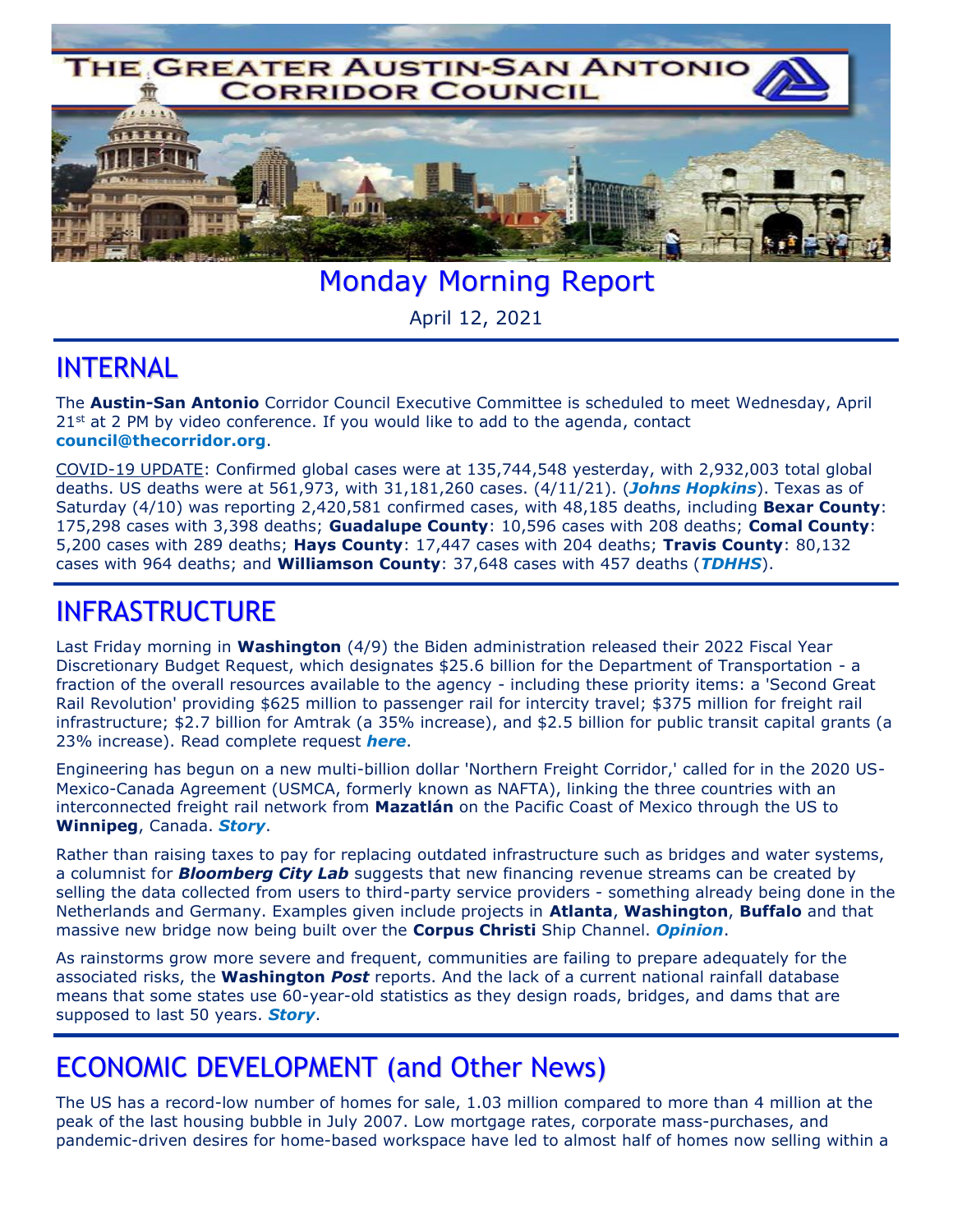# THE GREATER AUSTIN-SAN ANTONIO CORRIDOR COUNCIL

## Monday Morning Report

April 12, 2021

## INTERNAL

The **Austin-San Antonio** Corridor Council Executive Committee is scheduled to meet Wednesday, April 21st at 2 PM by video conference. If you would like to add to the agenda, contact **council@thecorridor.org**.

COVID-19 UPDATE: Confirmed global cases were at 135,744,548 yesterday, with 2,932,003 total global deaths. US deaths were at 561,973, with 31,181,260 cases. (4/11/21). (***Johns Hopkins***). Texas as of Saturday (4/10) was reporting 2,420,581 confirmed cases, with 48,185 deaths, including **Bexar County**: 175,298 cases with 3,398 deaths; **Guadalupe County**: 10,596 cases with 208 deaths; **Comal County**: 5,200 cases with 289 deaths; **Hays County**: 17,447 cases with 204 deaths; **Travis County**: 80,132 cases with 964 deaths; and **Williamson County**: 37,648 cases with 457 deaths (***TDHHS***).

## INFRASTRUCTURE

Last Friday morning in **Washington** (4/9) the Biden administration released their 2022 Fiscal Year Discretionary Budget Request, which designates $25.6 billion for the Department of Transportation - a fraction of the overall resources available to the agency - including these priority items: a 'Second Great Rail Revolution' providing $625 million to passenger rail for intercity travel; $375 million for freight rail infrastructure; $2.7 billion for Amtrak (a 35% increase), and $2.5 billion for public transit capital grants (a 23% increase). Read complete request ***here***.

Engineering has begun on a new multi-billion dollar 'Northern Freight Corridor,' called for in the 2020 US-Mexico-Canada Agreement (USMCA, formerly known as NAFTA), linking the three countries with an interconnected freight rail network from **Mazatlán** on the Pacific Coast of Mexico through the US to **Winnipeg**, Canada. ***Story***.

Rather than raising taxes to pay for replacing outdated infrastructure such as bridges and water systems, a columnist for ***Bloomberg City Lab*** suggests that new financing revenue streams can be created by selling the data collected from users to third-party service providers - something already being done in the Netherlands and Germany. Examples given include projects in **Atlanta**, **Washington**, **Buffalo** and that massive new bridge now being built over the **Corpus Christi** Ship Channel. ***Opinion***.

As rainstorms grow more severe and frequent, communities are failing to prepare adequately for the associated risks, the **Washington *Post*** reports. And the lack of a current national rainfall database means that some states use 60-year-old statistics as they design roads, bridges, and dams that are supposed to last 50 years. ***Story***.

## ECONOMIC DEVELOPMENT (and Other News)

The US has a record-low number of homes for sale, 1.03 million compared to more than 4 million at the peak of the last housing bubble in July 2007. Low mortgage rates, corporate mass-purchases, and pandemic-driven desires for home-based workspace have led to almost half of homes now selling within a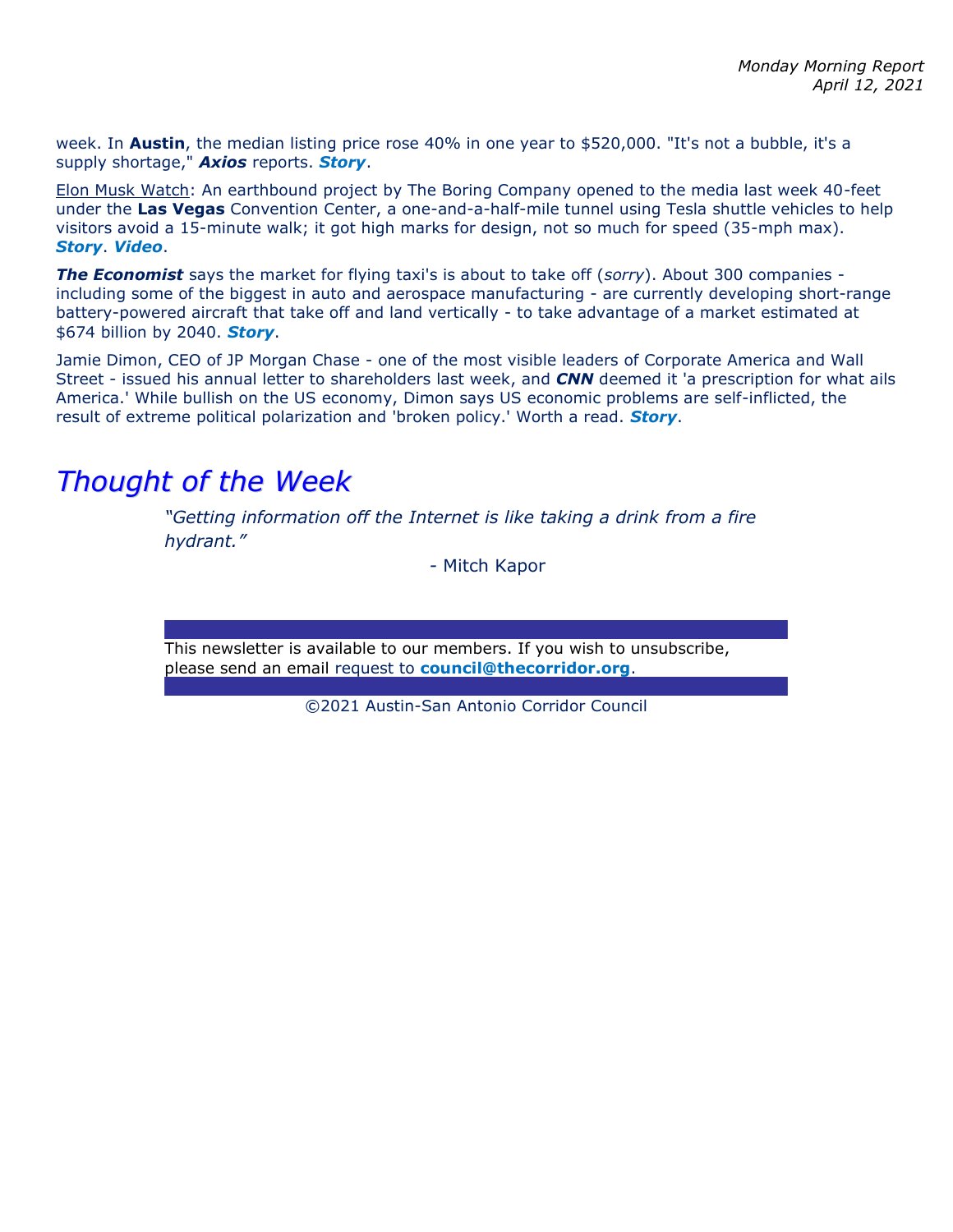week. In **Austin**, the median listing price rose 40% in one year to $520,000. "It's not a bubble, it's a supply shortage," ***Axios*** reports. ***Story***.

Elon Musk Watch: An earthbound project by The Boring Company opened to the media last week 40-feet under the **Las Vegas** Convention Center, a one-and-a-half-mile tunnel using Tesla shuttle vehicles to help visitors avoid a 15-minute walk; it got high marks for design, not so much for speed (35-mph max). ***Story***. ***Video***.

***The Economist*** says the market for flying taxi's is about to take off (*sorry*). About 300 companies - including some of the biggest in auto and aerospace manufacturing - are currently developing short-range battery-powered aircraft that take off and land vertically - to take advantage of a market estimated at $674 billion by 2040. ***Story***.

Jamie Dimon, CEO of JP Morgan Chase - one of the most visible leaders of Corporate America and Wall Street - issued his annual letter to shareholders last week, and ***CNN*** deemed it 'a prescription for what ails America.' While bullish on the US economy, Dimon says US economic problems are self-inflicted, the result of extreme political polarization and 'broken policy.' Worth a read. ***Story***.

# *Thought of the Week*

*"Getting information off the Internet is like taking a drink from a fire hydrant."*

- Mitch Kapor

This newsletter is available to our members. If you wish to unsubscribe, please send an email request to **council@thecorridor.org**.

©2021 Austin-San Antonio Corridor Council